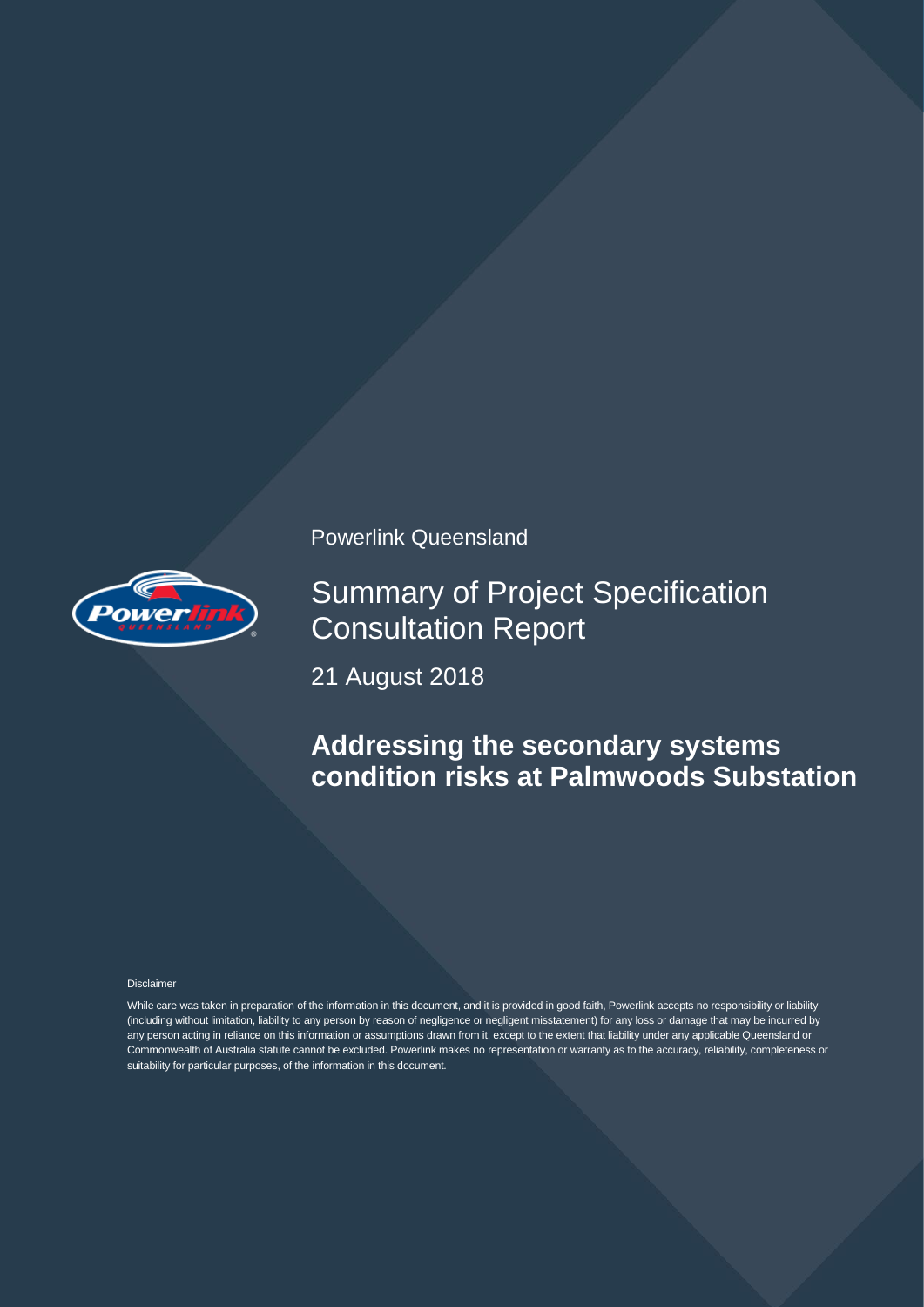Powerlink Queensland

# Summary of Project Specification Consultation Report

21 August 2018

## Addressing the secondary systems condition risks at Palmwoods Substation

Disclaimer

While care was taken in preparation of the information in this document, and it is provided in good faith, Powerlink accepts no responsibility or liability (including without limitation, liability to any person by reason of negligence or negligent misstatement) for any loss or damage that may be incurred by any person acting in reliance on this information or assumptions drawn from it, except to the extent that liability under any applicable Queensland or Commonwealth of Australia statute cannot be excluded. Powerlink makes no representation or warranty as to the accuracy, reliability, completeness or suitability for particular purposes, of the information in this document.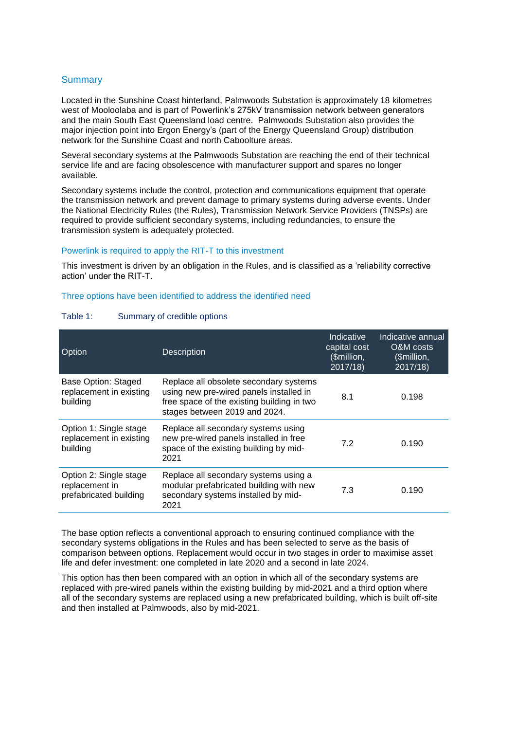## Summary

Located in the Sunshine Coast hinterland, Palmwoods Substation is approximately 18 kilometres west of Mooloolaba and is part of Powerlink's 275kV transmission network between generators and the main South East Queensland load centre. Palmwoods Substation also provides the major injection point into Ergon Energy's (part of the Energy Queensland Group) distribution network for the Sunshine Coast and north Caboolture areas.

Several secondary systems at the Palmwoods Substation are reaching the end of their technical service life and are facing obsolescence with manufacturer support and spares no longer available.

Secondary systems include the control, protection and communications equipment that operate the transmission network and prevent damage to primary systems during adverse events. Under the National Electricity Rules (the Rules), Transmission Network Service Providers (TNSPs) are required to provide sufficient secondary systems, including redundancies, to ensure the transmission system is adequately protected.

### Powerlink is required to apply the RIT-T to this investment

This investment is driven by an obligation in the Rules, and is classified as a 'reliability corrective action' under the RIT-T.

### Three options have been identified to address the identified need

Table 1: Summary of credible options

| Option | Description | Indicative capital cost ($million, 2017/18) | Indicative annual O&M costs ($million, 2017/18) |
|---|---|---|---|
| Base Option: Staged replacement in existing building | Replace all obsolete secondary systems using new pre-wired panels installed in free space of the existing building in two stages between 2019 and 2024. | 8.1 | 0.198 |
| Option 1: Single stage replacement in existing building | Replace all secondary systems using new pre-wired panels installed in free space of the existing building by mid-2021 | 7.2 | 0.190 |
| Option 2: Single stage replacement in prefabricated building | Replace all secondary systems using a modular prefabricated building with new secondary systems installed by mid-2021 | 7.3 | 0.190 |

The base option reflects a conventional approach to ensuring continued compliance with the secondary systems obligations in the Rules and has been selected to serve as the basis of comparison between options. Replacement would occur in two stages in order to maximise asset life and defer investment: one completed in late 2020 and a second in late 2024.

This option has then been compared with an option in which all of the secondary systems are replaced with pre-wired panels within the existing building by mid-2021 and a third option where all of the secondary systems are replaced using a new prefabricated building, which is built off-site and then installed at Palmwoods, also by mid-2021.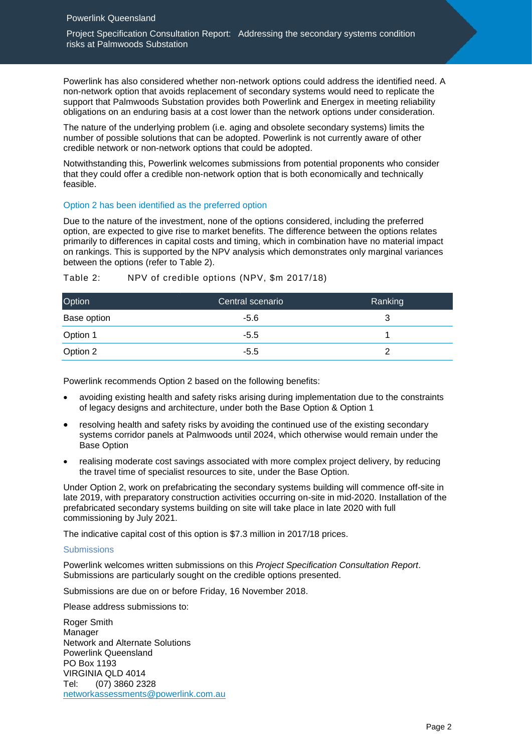Powerlink has also considered whether non-network options could address the identified need. A non-network option that avoids replacement of secondary systems would need to replicate the support that Palmwoods Substation provides both Powerlink and Energex in meeting reliability obligations on an enduring basis at a cost lower than the network options under consideration.

The nature of the underlying problem (i.e. aging and obsolete secondary systems) limits the number of possible solutions that can be adopted. Powerlink is not currently aware of other credible network or non-network options that could be adopted.

Notwithstanding this, Powerlink welcomes submissions from potential proponents who consider that they could offer a credible non-network option that is both economically and technically feasible.

### Option 2 has been identified as the preferred option

Due to the nature of the investment, none of the options considered, including the preferred option, are expected to give rise to market benefits. The difference between the options relates primarily to differences in capital costs and timing, which in combination have no material impact on rankings. This is supported by the NPV analysis which demonstrates only marginal variances between the options (refer to Table 2).

Table 2: NPV of credible options (NPV, $m 2017/18)

| Option | Central scenario | Ranking |
|---|---|---|
| Base option | -5.6 | 3 |
| Option 1 | -5.5 | 1 |
| Option 2 | -5.5 | 2 |

Powerlink recommends Option 2 based on the following benefits:

- avoiding existing health and safety risks arising during implementation due to the constraints of legacy designs and architecture, under both the Base Option & Option 1
- resolving health and safety risks by avoiding the continued use of the existing secondary systems corridor panels at Palmwoods until 2024, which otherwise would remain under the Base Option
- realising moderate cost savings associated with more complex project delivery, by reducing the travel time of specialist resources to site, under the Base Option.

Under Option 2, work on prefabricating the secondary systems building will commence off-site in late 2019, with preparatory construction activities occurring on-site in mid-2020. Installation of the prefabricated secondary systems building on site will take place in late 2020 with full commissioning by July 2021.

The indicative capital cost of this option is $7.3 million in 2017/18 prices.

### Submissions

Powerlink welcomes written submissions on this *Project Specification Consultation Report*. Submissions are particularly sought on the credible options presented.

Submissions are due on or before Friday, 16 November 2018.

Please address submissions to:

Roger Smith
Manager
Network and Alternate Solutions
Powerlink Queensland
PO Box 1193
VIRGINIA QLD 4014
Tel: (07) 3860 2328
networkassessments@powerlink.com.au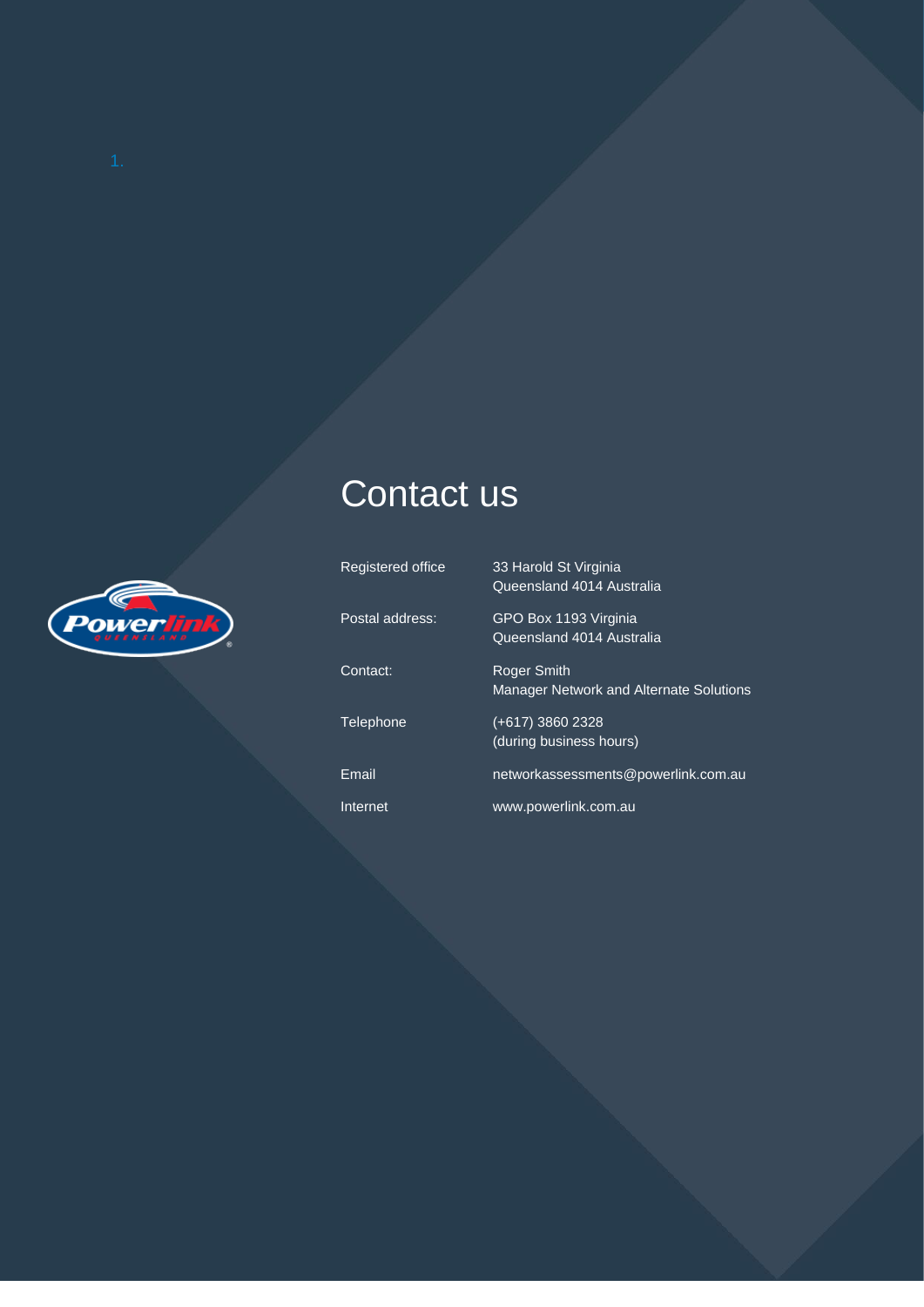# Contact us

| | |
|---|---|
| Registered office | 33 Harold St Virginia<br>Queensland 4014 Australia |
| Postal address: | GPO Box 1193 Virginia<br>Queensland 4014 Australia |
| Contact: | Roger Smith<br>Manager Network and Alternate Solutions |
| Telephone | (+617) 3860 2328<br>(during business hours) |
| Email | networkassessments@powerlink.com.au |
| Internet | www.powerlink.com.au |